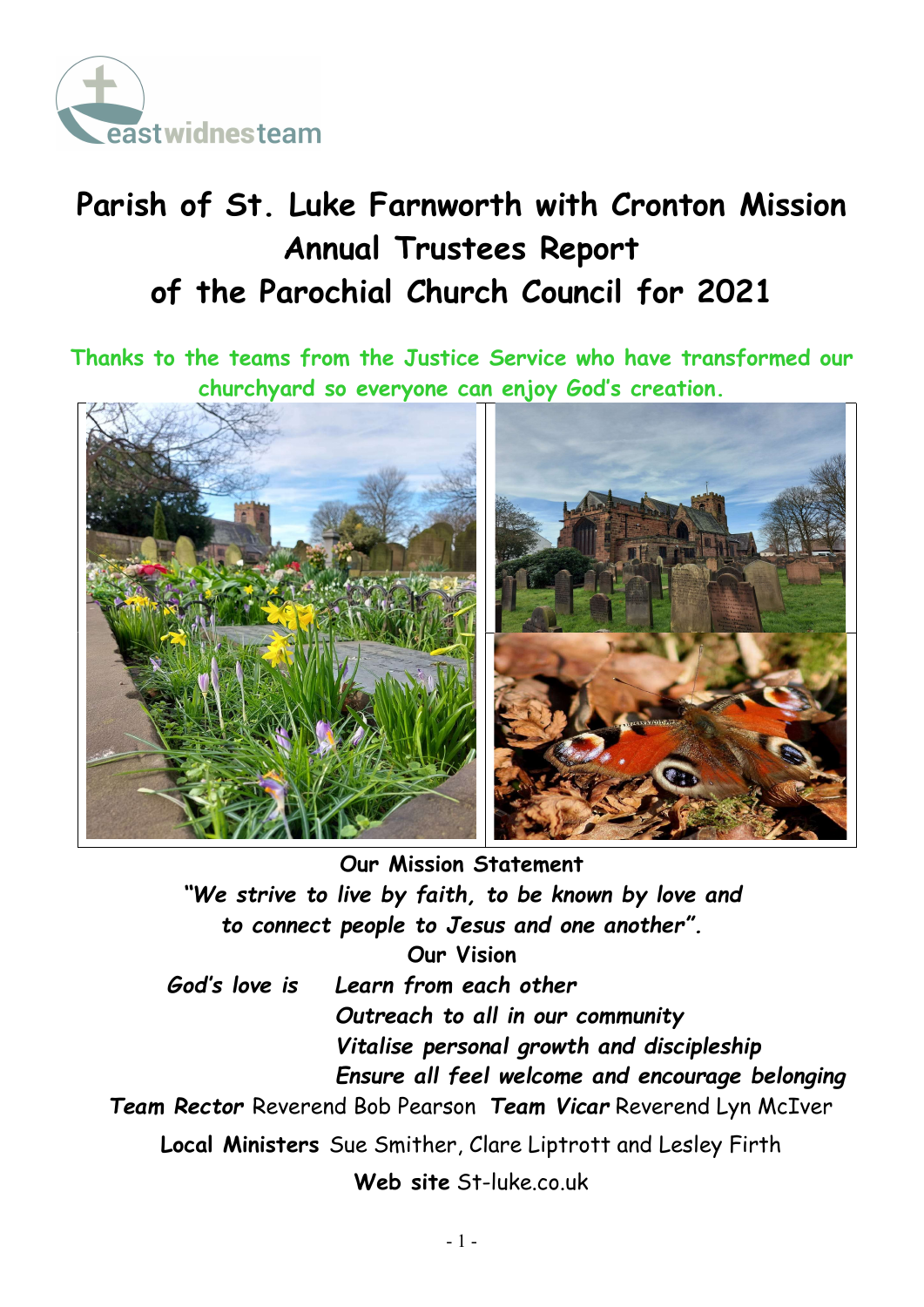eastwidnesteam

# Parish of St. Luke Farnworth with Cronton Mission Annual Trustees Report of the Parochial Church Council for 2021

**Thanks to the teams from the Justice Service who have transformed our churchyard so everyone can enjoy God's creation.**

**Our Mission Statement**

***"We strive to live by faith, to be known by love and to connect people to Jesus and one another".***

**Our Vision**

***God's love is***

- ***Learn from each other***
- ***Outreach to all in our community***
- ***Vitalise personal growth and discipleship***
- ***Ensure all feel welcome and encourage belonging***

***Team Rector*** Reverend Bob Pearson ***Team Vicar*** Reverend Lyn McIver

**Local Ministers** Sue Smither, Clare Liptrott and Lesley Firth

**Web site** St-luke.co.uk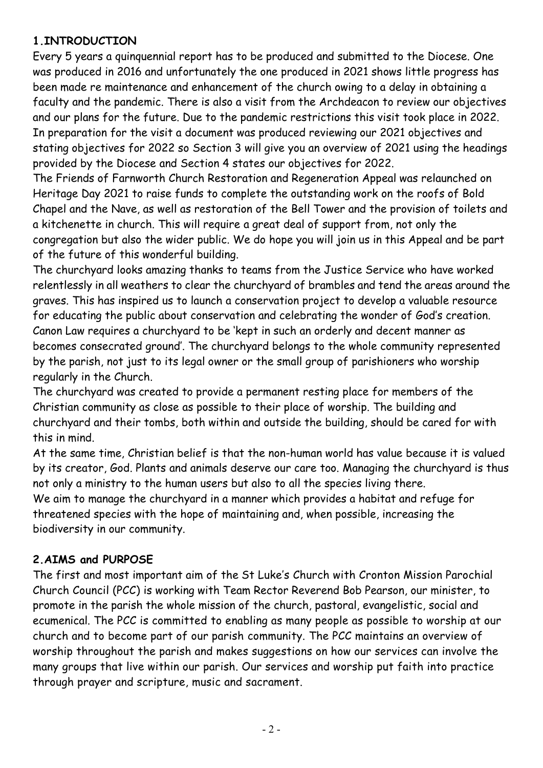## 1.INTRODUCTION

Every 5 years a quinquennial report has to be produced and submitted to the Diocese. One was produced in 2016 and unfortunately the one produced in 2021 shows little progress has been made re maintenance and enhancement of the church owing to a delay in obtaining a faculty and the pandemic. There is also a visit from the Archdeacon to review our objectives and our plans for the future. Due to the pandemic restrictions this visit took place in 2022. In preparation for the visit a document was produced reviewing our 2021 objectives and stating objectives for 2022 so Section 3 will give you an overview of 2021 using the headings provided by the Diocese and Section 4 states our objectives for 2022.

The Friends of Farnworth Church Restoration and Regeneration Appeal was relaunched on Heritage Day 2021 to raise funds to complete the outstanding work on the roofs of Bold Chapel and the Nave, as well as restoration of the Bell Tower and the provision of toilets and a kitchenette in church. This will require a great deal of support from, not only the congregation but also the wider public. We do hope you will join us in this Appeal and be part of the future of this wonderful building.

The churchyard looks amazing thanks to teams from the Justice Service who have worked relentlessly in all weathers to clear the churchyard of brambles and tend the areas around the graves. This has inspired us to launch a conservation project to develop a valuable resource for educating the public about conservation and celebrating the wonder of God's creation. Canon Law requires a churchyard to be 'kept in such an orderly and decent manner as becomes consecrated ground'. The churchyard belongs to the whole community represented by the parish, not just to its legal owner or the small group of parishioners who worship regularly in the Church.

The churchyard was created to provide a permanent resting place for members of the Christian community as close as possible to their place of worship. The building and churchyard and their tombs, both within and outside the building, should be cared for with this in mind.

At the same time, Christian belief is that the non-human world has value because it is valued by its creator, God. Plants and animals deserve our care too. Managing the churchyard is thus not only a ministry to the human users but also to all the species living there.

We aim to manage the churchyard in a manner which provides a habitat and refuge for threatened species with the hope of maintaining and, when possible, increasing the biodiversity in our community.

## 2.AIMS and PURPOSE

The first and most important aim of the St Luke's Church with Cronton Mission Parochial Church Council (PCC) is working with Team Rector Reverend Bob Pearson, our minister, to promote in the parish the whole mission of the church, pastoral, evangelistic, social and ecumenical. The PCC is committed to enabling as many people as possible to worship at our church and to become part of our parish community. The PCC maintains an overview of worship throughout the parish and makes suggestions on how our services can involve the many groups that live within our parish. Our services and worship put faith into practice through prayer and scripture, music and sacrament.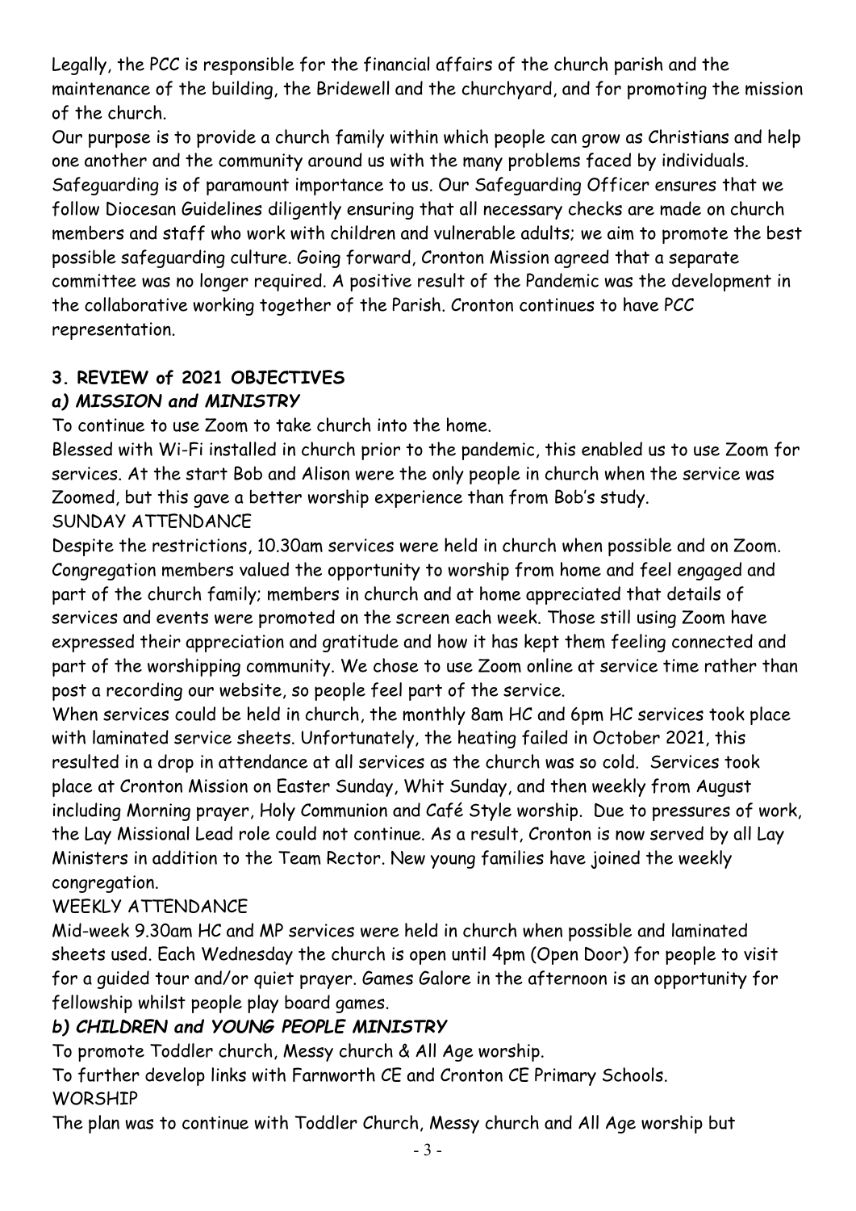Legally, the PCC is responsible for the financial affairs of the church parish and the maintenance of the building, the Bridewell and the churchyard, and for promoting the mission of the church.

Our purpose is to provide a church family within which people can grow as Christians and help one another and the community around us with the many problems faced by individuals.

Safeguarding is of paramount importance to us. Our Safeguarding Officer ensures that we follow Diocesan Guidelines diligently ensuring that all necessary checks are made on church members and staff who work with children and vulnerable adults; we aim to promote the best possible safeguarding culture. Going forward, Cronton Mission agreed that a separate committee was no longer required. A positive result of the Pandemic was the development in the collaborative working together of the Parish. Cronton continues to have PCC representation.

## 3. REVIEW of 2021 OBJECTIVES

### *a) MISSION and MINISTRY*

To continue to use Zoom to take church into the home.

Blessed with Wi-Fi installed in church prior to the pandemic, this enabled us to use Zoom for services. At the start Bob and Alison were the only people in church when the service was Zoomed, but this gave a better worship experience than from Bob's study.

SUNDAY ATTENDANCE

Despite the restrictions, 10.30am services were held in church when possible and on Zoom. Congregation members valued the opportunity to worship from home and feel engaged and part of the church family; members in church and at home appreciated that details of services and events were promoted on the screen each week. Those still using Zoom have expressed their appreciation and gratitude and how it has kept them feeling connected and part of the worshipping community. We chose to use Zoom online at service time rather than post a recording our website, so people feel part of the service.

When services could be held in church, the monthly 8am HC and 6pm HC services took place with laminated service sheets. Unfortunately, the heating failed in October 2021, this resulted in a drop in attendance at all services as the church was so cold. Services took place at Cronton Mission on Easter Sunday, Whit Sunday, and then weekly from August including Morning prayer, Holy Communion and Café Style worship. Due to pressures of work, the Lay Missional Lead role could not continue. As a result, Cronton is now served by all Lay Ministers in addition to the Team Rector. New young families have joined the weekly congregation.

WEEKLY ATTENDANCE

Mid-week 9.30am HC and MP services were held in church when possible and laminated sheets used. Each Wednesday the church is open until 4pm (Open Door) for people to visit for a guided tour and/or quiet prayer. Games Galore in the afternoon is an opportunity for fellowship whilst people play board games.

### *b) CHILDREN and YOUNG PEOPLE MINISTRY*

To promote Toddler church, Messy church & All Age worship.

To further develop links with Farnworth CE and Cronton CE Primary Schools.

WORSHIP

The plan was to continue with Toddler Church, Messy church and All Age worship but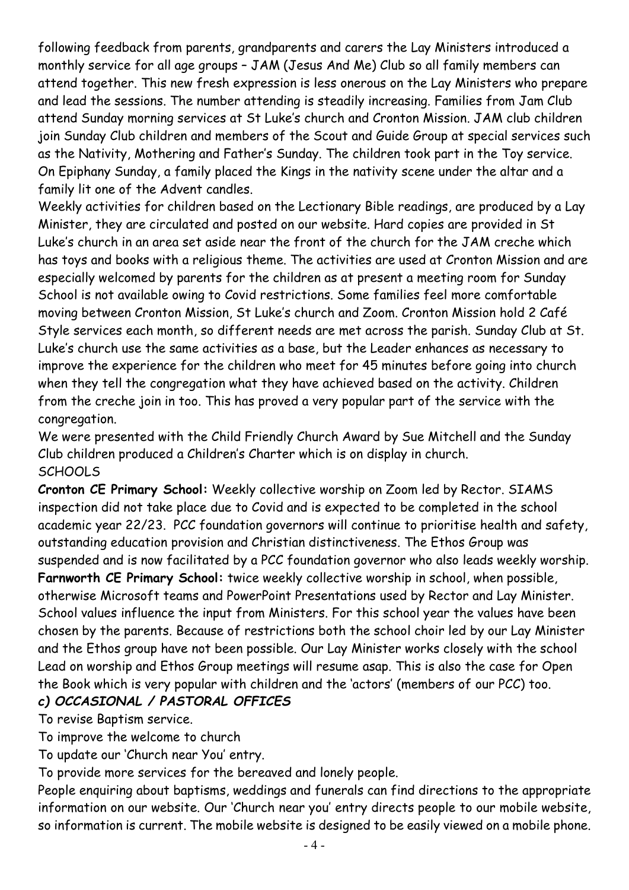following feedback from parents, grandparents and carers the Lay Ministers introduced a monthly service for all age groups – JAM (Jesus And Me) Club so all family members can attend together. This new fresh expression is less onerous on the Lay Ministers who prepare and lead the sessions. The number attending is steadily increasing. Families from Jam Club attend Sunday morning services at St Luke's church and Cronton Mission. JAM club children join Sunday Club children and members of the Scout and Guide Group at special services such as the Nativity, Mothering and Father's Sunday. The children took part in the Toy service. On Epiphany Sunday, a family placed the Kings in the nativity scene under the altar and a family lit one of the Advent candles.

Weekly activities for children based on the Lectionary Bible readings, are produced by a Lay Minister, they are circulated and posted on our website. Hard copies are provided in St Luke's church in an area set aside near the front of the church for the JAM creche which has toys and books with a religious theme. The activities are used at Cronton Mission and are especially welcomed by parents for the children as at present a meeting room for Sunday School is not available owing to Covid restrictions. Some families feel more comfortable moving between Cronton Mission, St Luke's church and Zoom. Cronton Mission hold 2 Café Style services each month, so different needs are met across the parish. Sunday Club at St. Luke's church use the same activities as a base, but the Leader enhances as necessary to improve the experience for the children who meet for 45 minutes before going into church when they tell the congregation what they have achieved based on the activity. Children from the creche join in too. This has proved a very popular part of the service with the congregation.

We were presented with the Child Friendly Church Award by Sue Mitchell and the Sunday Club children produced a Children's Charter which is on display in church.

SCHOOLS

**Cronton CE Primary School:** Weekly collective worship on Zoom led by Rector. SIAMS inspection did not take place due to Covid and is expected to be completed in the school academic year 22/23. PCC foundation governors will continue to prioritise health and safety, outstanding education provision and Christian distinctiveness. The Ethos Group was suspended and is now facilitated by a PCC foundation governor who also leads weekly worship.

**Farnworth CE Primary School:** twice weekly collective worship in school, when possible, otherwise Microsoft teams and PowerPoint Presentations used by Rector and Lay Minister. School values influence the input from Ministers. For this school year the values have been chosen by the parents. Because of restrictions both the school choir led by our Lay Minister and the Ethos group have not been possible. Our Lay Minister works closely with the school Lead on worship and Ethos Group meetings will resume asap. This is also the case for Open the Book which is very popular with children and the 'actors' (members of our PCC) too.

***c) OCCASIONAL / PASTORAL OFFICES***

To revise Baptism service.

To improve the welcome to church

To update our 'Church near You' entry.

To provide more services for the bereaved and lonely people.

People enquiring about baptisms, weddings and funerals can find directions to the appropriate information on our website. Our 'Church near you' entry directs people to our mobile website, so information is current. The mobile website is designed to be easily viewed on a mobile phone.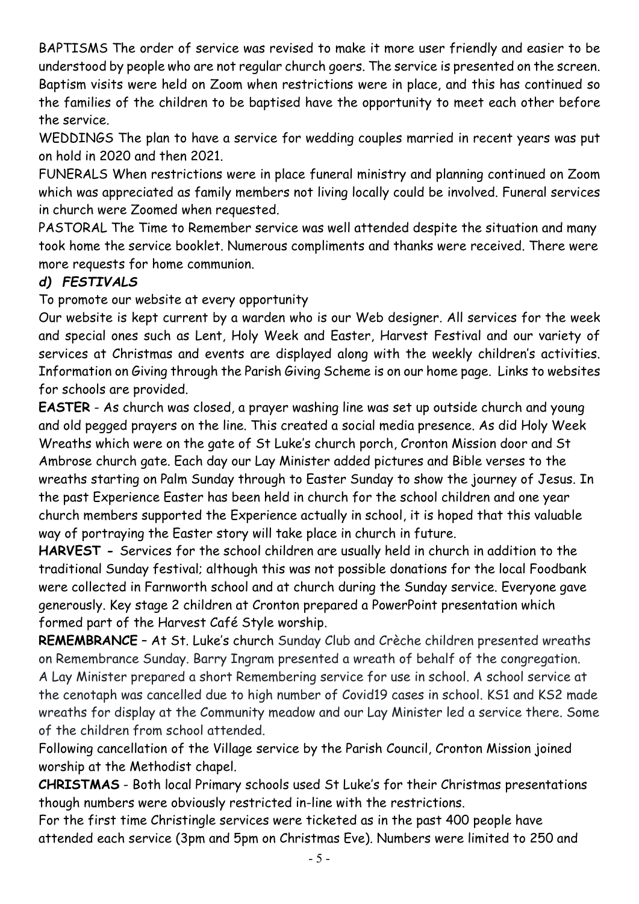BAPTISMS The order of service was revised to make it more user friendly and easier to be understood by people who are not regular church goers. The service is presented on the screen. Baptism visits were held on Zoom when restrictions were in place, and this has continued so the families of the children to be baptised have the opportunity to meet each other before the service.

WEDDINGS The plan to have a service for wedding couples married in recent years was put on hold in 2020 and then 2021.

FUNERALS When restrictions were in place funeral ministry and planning continued on Zoom which was appreciated as family members not living locally could be involved. Funeral services in church were Zoomed when requested.

PASTORAL The Time to Remember service was well attended despite the situation and many took home the service booklet. Numerous compliments and thanks were received. There were more requests for home communion.

### *d) FESTIVALS*

To promote our website at every opportunity

Our website is kept current by a warden who is our Web designer. All services for the week and special ones such as Lent, Holy Week and Easter, Harvest Festival and our variety of services at Christmas and events are displayed along with the weekly children's activities. Information on Giving through the Parish Giving Scheme is on our home page. Links to websites for schools are provided.

**EASTER** - As church was closed, a prayer washing line was set up outside church and young and old pegged prayers on the line. This created a social media presence. As did Holy Week Wreaths which were on the gate of St Luke's church porch, Cronton Mission door and St Ambrose church gate. Each day our Lay Minister added pictures and Bible verses to the wreaths starting on Palm Sunday through to Easter Sunday to show the journey of Jesus. In the past Experience Easter has been held in church for the school children and one year church members supported the Experience actually in school, it is hoped that this valuable way of portraying the Easter story will take place in church in future.

**HARVEST -** Services for the school children are usually held in church in addition to the traditional Sunday festival; although this was not possible donations for the local Foodbank were collected in Farnworth school and at church during the Sunday service. Everyone gave generously. Key stage 2 children at Cronton prepared a PowerPoint presentation which formed part of the Harvest Café Style worship.

**REMEMBRANCE –** At St. Luke's church Sunday Club and Crèche children presented wreaths on Remembrance Sunday. Barry Ingram presented a wreath of behalf of the congregation. A Lay Minister prepared a short Remembering service for use in school. A school service at the cenotaph was cancelled due to high number of Covid19 cases in school. KS1 and KS2 made wreaths for display at the Community meadow and our Lay Minister led a service there. Some of the children from school attended.

Following cancellation of the Village service by the Parish Council, Cronton Mission joined worship at the Methodist chapel.

**CHRISTMAS** - Both local Primary schools used St Luke's for their Christmas presentations though numbers were obviously restricted in-line with the restrictions.

For the first time Christingle services were ticketed as in the past 400 people have attended each service (3pm and 5pm on Christmas Eve). Numbers were limited to 250 and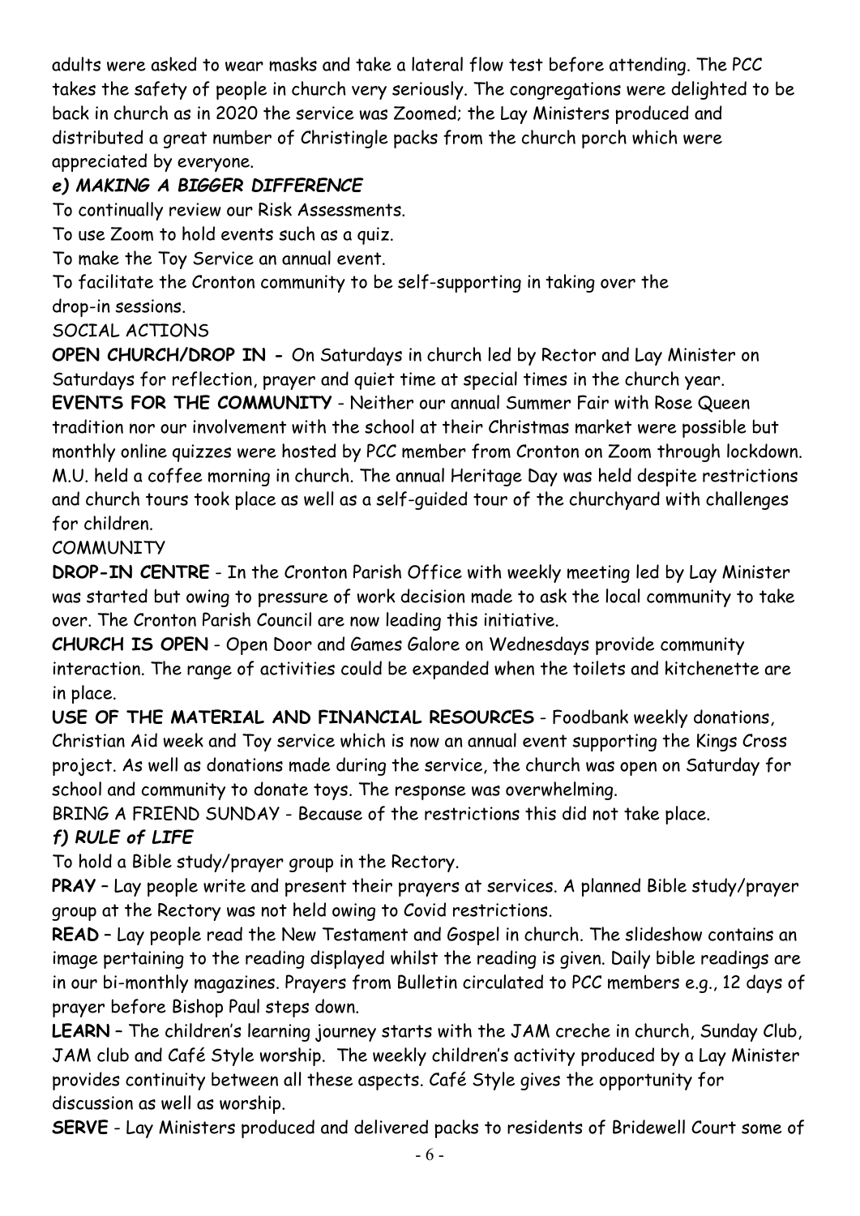adults were asked to wear masks and take a lateral flow test before attending. The PCC takes the safety of people in church very seriously. The congregations were delighted to be back in church as in 2020 the service was Zoomed; the Lay Ministers produced and distributed a great number of Christingle packs from the church porch which were appreciated by everyone.

### *e) MAKING A BIGGER DIFFERENCE*

To continually review our Risk Assessments.

To use Zoom to hold events such as a quiz.

To make the Toy Service an annual event.

To facilitate the Cronton community to be self-supporting in taking over the drop-in sessions.

SOCIAL ACTIONS

**OPEN CHURCH/DROP IN -** On Saturdays in church led by Rector and Lay Minister on Saturdays for reflection, prayer and quiet time at special times in the church year.

**EVENTS FOR THE COMMUNITY** - Neither our annual Summer Fair with Rose Queen tradition nor our involvement with the school at their Christmas market were possible but monthly online quizzes were hosted by PCC member from Cronton on Zoom through lockdown. M.U. held a coffee morning in church. The annual Heritage Day was held despite restrictions and church tours took place as well as a self-guided tour of the churchyard with challenges for children.

COMMUNITY

**DROP-IN CENTRE** - In the Cronton Parish Office with weekly meeting led by Lay Minister was started but owing to pressure of work decision made to ask the local community to take over. The Cronton Parish Council are now leading this initiative.

**CHURCH IS OPEN** - Open Door and Games Galore on Wednesdays provide community interaction. The range of activities could be expanded when the toilets and kitchenette are in place.

**USE OF THE MATERIAL AND FINANCIAL RESOURCES** - Foodbank weekly donations, Christian Aid week and Toy service which is now an annual event supporting the Kings Cross project. As well as donations made during the service, the church was open on Saturday for school and community to donate toys. The response was overwhelming.

BRING A FRIEND SUNDAY - Because of the restrictions this did not take place.

### *f) RULE of LIFE*

To hold a Bible study/prayer group in the Rectory.

**PRAY** – Lay people write and present their prayers at services. A planned Bible study/prayer group at the Rectory was not held owing to Covid restrictions.

**READ** – Lay people read the New Testament and Gospel in church. The slideshow contains an image pertaining to the reading displayed whilst the reading is given. Daily bible readings are in our bi-monthly magazines. Prayers from Bulletin circulated to PCC members e.g., 12 days of prayer before Bishop Paul steps down.

**LEARN** – The children's learning journey starts with the JAM creche in church, Sunday Club, JAM club and Café Style worship. The weekly children's activity produced by a Lay Minister provides continuity between all these aspects. Café Style gives the opportunity for discussion as well as worship.

**SERVE** - Lay Ministers produced and delivered packs to residents of Bridewell Court some of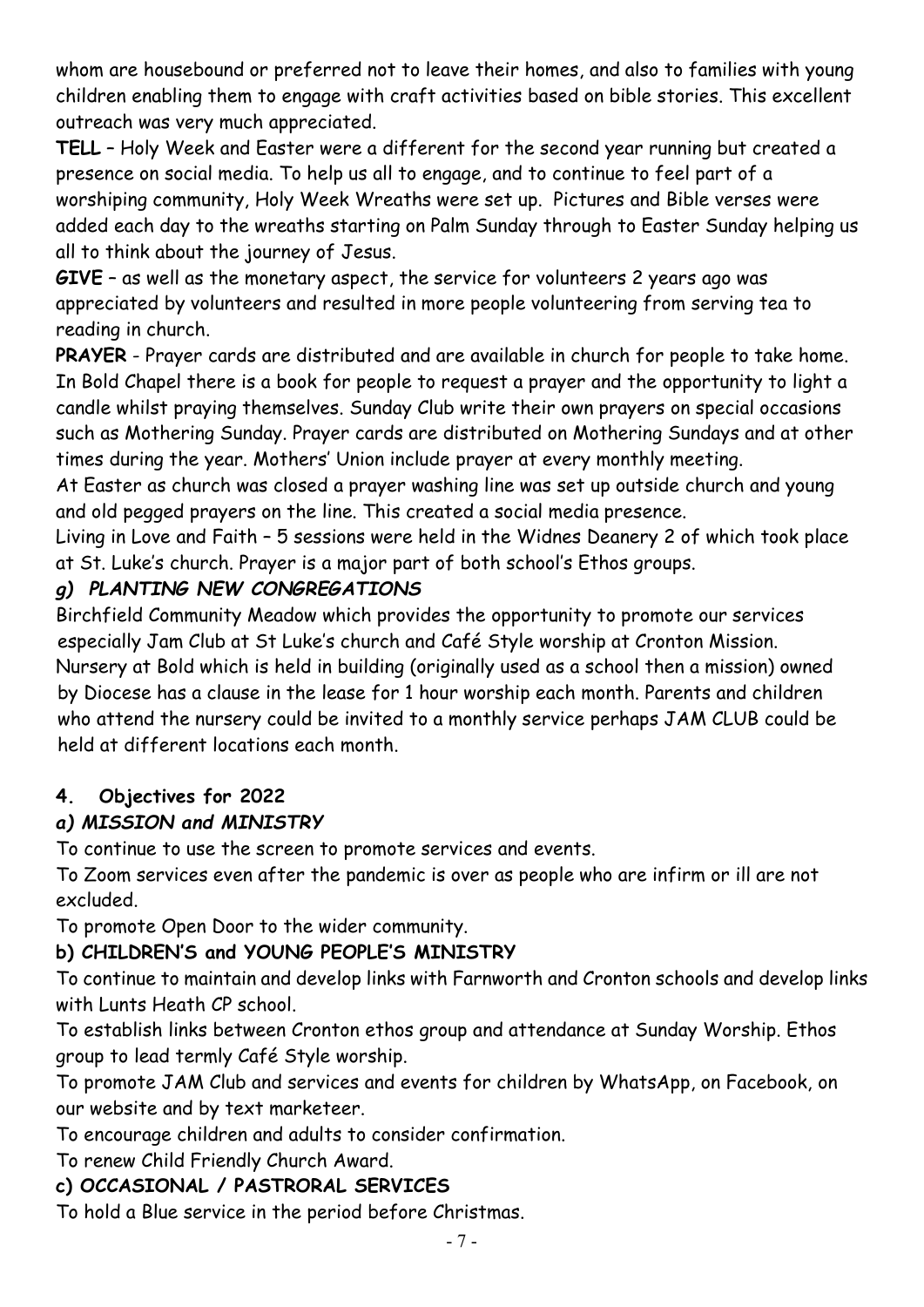whom are housebound or preferred not to leave their homes, and also to families with young children enabling them to engage with craft activities based on bible stories. This excellent outreach was very much appreciated.

**TELL** – Holy Week and Easter were a different for the second year running but created a presence on social media. To help us all to engage, and to continue to feel part of a worshiping community, Holy Week Wreaths were set up. Pictures and Bible verses were added each day to the wreaths starting on Palm Sunday through to Easter Sunday helping us all to think about the journey of Jesus.

**GIVE** – as well as the monetary aspect, the service for volunteers 2 years ago was appreciated by volunteers and resulted in more people volunteering from serving tea to reading in church.

**PRAYER** - Prayer cards are distributed and are available in church for people to take home. In Bold Chapel there is a book for people to request a prayer and the opportunity to light a candle whilst praying themselves. Sunday Club write their own prayers on special occasions such as Mothering Sunday. Prayer cards are distributed on Mothering Sundays and at other times during the year. Mothers' Union include prayer at every monthly meeting.

At Easter as church was closed a prayer washing line was set up outside church and young and old pegged prayers on the line. This created a social media presence.

Living in Love and Faith – 5 sessions were held in the Widnes Deanery 2 of which took place at St. Luke's church. Prayer is a major part of both school's Ethos groups.

### *g) PLANTING NEW CONGREGATIONS*

Birchfield Community Meadow which provides the opportunity to promote our services especially Jam Club at St Luke's church and Café Style worship at Cronton Mission.

Nursery at Bold which is held in building (originally used as a school then a mission) owned by Diocese has a clause in the lease for 1 hour worship each month. Parents and children who attend the nursery could be invited to a monthly service perhaps JAM CLUB could be held at different locations each month.

## 4. Objectives for 2022

### *a) MISSION and MINISTRY*

To continue to use the screen to promote services and events.

To Zoom services even after the pandemic is over as people who are infirm or ill are not excluded.

To promote Open Door to the wider community.

### b) CHILDREN'S and YOUNG PEOPLE'S MINISTRY

To continue to maintain and develop links with Farnworth and Cronton schools and develop links with Lunts Heath CP school.

To establish links between Cronton ethos group and attendance at Sunday Worship. Ethos group to lead termly Café Style worship.

To promote JAM Club and services and events for children by WhatsApp, on Facebook, on our website and by text marketeer.

To encourage children and adults to consider confirmation.

To renew Child Friendly Church Award.

### *c) OCCASIONAL / PASTRORAL SERVICES*

To hold a Blue service in the period before Christmas.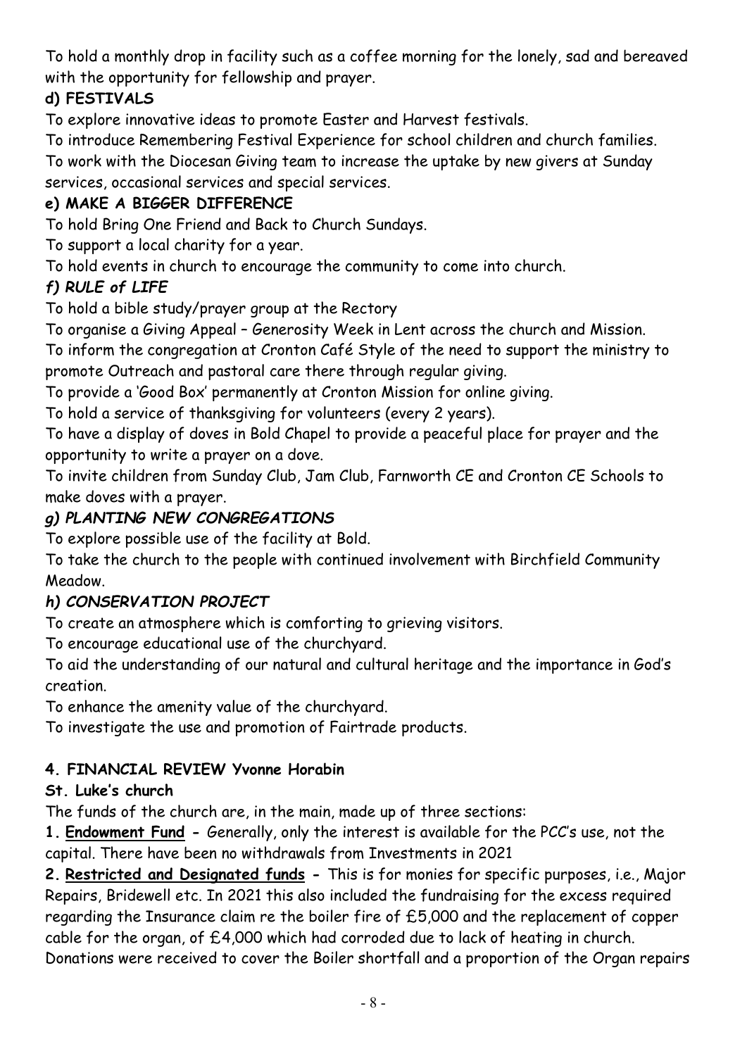To hold a monthly drop in facility such as a coffee morning for the lonely, sad and bereaved with the opportunity for fellowship and prayer.

### d) FESTIVALS

To explore innovative ideas to promote Easter and Harvest festivals.

To introduce Remembering Festival Experience for school children and church families.

To work with the Diocesan Giving team to increase the uptake by new givers at Sunday services, occasional services and special services.

### e) MAKE A BIGGER DIFFERENCE

To hold Bring One Friend and Back to Church Sundays.

To support a local charity for a year.

To hold events in church to encourage the community to come into church.

### *f) RULE of LIFE*

To hold a bible study/prayer group at the Rectory

To organise a Giving Appeal – Generosity Week in Lent across the church and Mission.

To inform the congregation at Cronton Café Style of the need to support the ministry to promote Outreach and pastoral care there through regular giving.

To provide a 'Good Box' permanently at Cronton Mission for online giving.

To hold a service of thanksgiving for volunteers (every 2 years).

To have a display of doves in Bold Chapel to provide a peaceful place for prayer and the opportunity to write a prayer on a dove.

To invite children from Sunday Club, Jam Club, Farnworth CE and Cronton CE Schools to make doves with a prayer.

### *g) PLANTING NEW CONGREGATIONS*

To explore possible use of the facility at Bold.

To take the church to the people with continued involvement with Birchfield Community Meadow.

### *h) CONSERVATION PROJECT*

To create an atmosphere which is comforting to grieving visitors.

To encourage educational use of the churchyard.

To aid the understanding of our natural and cultural heritage and the importance in God's creation.

To enhance the amenity value of the churchyard.

To investigate the use and promotion of Fairtrade products.

## 4. FINANCIAL REVIEW Yvonne Horabin

### St. Luke's church

The funds of the church are, in the main, made up of three sections:

**1. <u>Endowment Fund</u> -** Generally, only the interest is available for the PCC's use, not the capital. There have been no withdrawals from Investments in 2021

**2. <u>Restricted and Designated funds</u> -** This is for monies for specific purposes, i.e., Major Repairs, Bridewell etc. In 2021 this also included the fundraising for the excess required regarding the Insurance claim re the boiler fire of £5,000 and the replacement of copper cable for the organ, of £4,000 which had corroded due to lack of heating in church. Donations were received to cover the Boiler shortfall and a proportion of the Organ repairs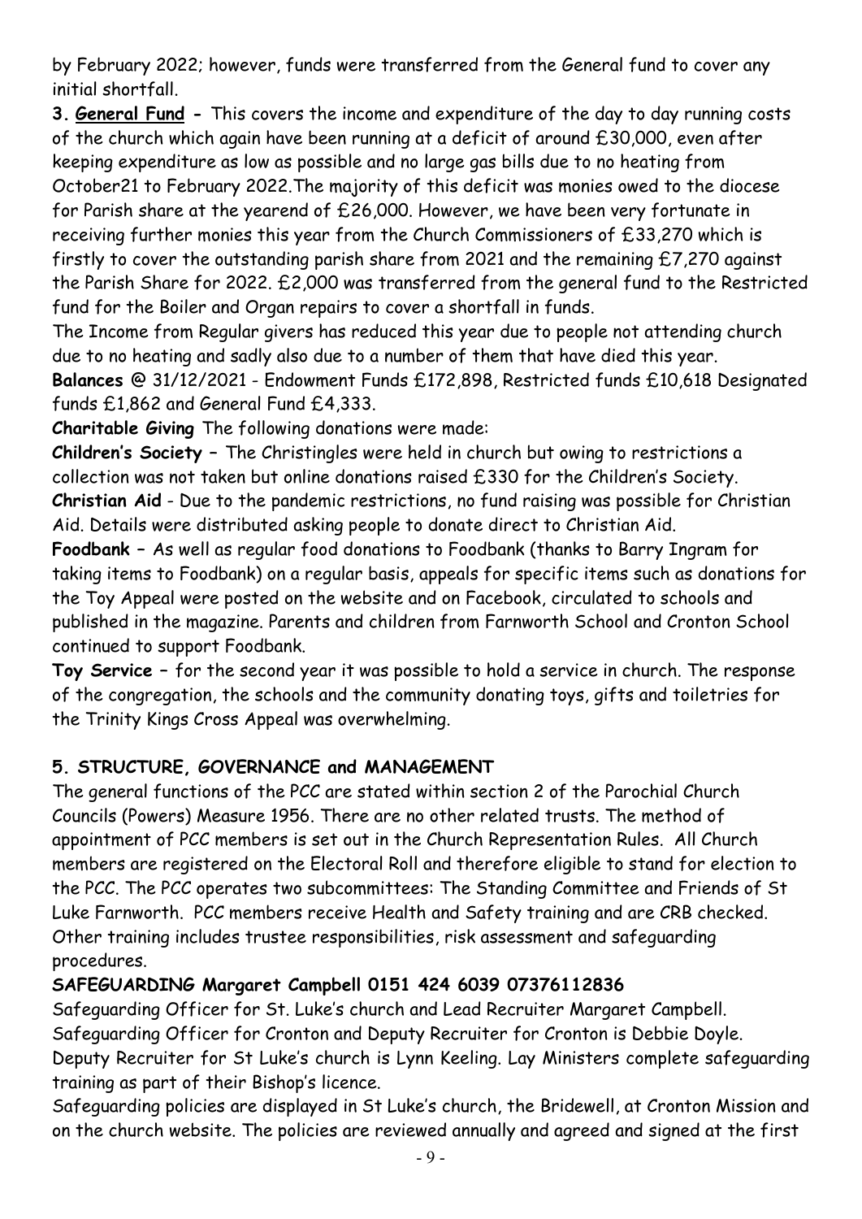by February 2022; however, funds were transferred from the General fund to cover any initial shortfall.

**3. <u>General Fund</u> -** This covers the income and expenditure of the day to day running costs of the church which again have been running at a deficit of around £30,000, even after keeping expenditure as low as possible and no large gas bills due to no heating from October21 to February 2022.The majority of this deficit was monies owed to the diocese for Parish share at the yearend of £26,000. However, we have been very fortunate in receiving further monies this year from the Church Commissioners of £33,270 which is firstly to cover the outstanding parish share from 2021 and the remaining £7,270 against the Parish Share for 2022. £2,000 was transferred from the general fund to the Restricted fund for the Boiler and Organ repairs to cover a shortfall in funds.

The Income from Regular givers has reduced this year due to people not attending church due to no heating and sadly also due to a number of them that have died this year.

**Balances** @ 31/12/2021 - Endowment Funds £172,898, Restricted funds £10,618 Designated funds £1,862 and General Fund £4,333.

**Charitable Giving** The following donations were made:

**Children's Society –** The Christingles were held in church but owing to restrictions a collection was not taken but online donations raised £330 for the Children's Society.

**Christian Aid** - Due to the pandemic restrictions, no fund raising was possible for Christian Aid. Details were distributed asking people to donate direct to Christian Aid.

**Foodbank –** As well as regular food donations to Foodbank (thanks to Barry Ingram for taking items to Foodbank) on a regular basis, appeals for specific items such as donations for the Toy Appeal were posted on the website and on Facebook, circulated to schools and published in the magazine. Parents and children from Farnworth School and Cronton School continued to support Foodbank.

**Toy Service –** for the second year it was possible to hold a service in church. The response of the congregation, the schools and the community donating toys, gifts and toiletries for the Trinity Kings Cross Appeal was overwhelming.

## 5. STRUCTURE, GOVERNANCE and MANAGEMENT

The general functions of the PCC are stated within section 2 of the Parochial Church Councils (Powers) Measure 1956. There are no other related trusts. The method of appointment of PCC members is set out in the Church Representation Rules. All Church members are registered on the Electoral Roll and therefore eligible to stand for election to the PCC. The PCC operates two subcommittees: The Standing Committee and Friends of St Luke Farnworth. PCC members receive Health and Safety training and are CRB checked. Other training includes trustee responsibilities, risk assessment and safeguarding procedures.

**SAFEGUARDING Margaret Campbell 0151 424 6039 07376112836**

Safeguarding Officer for St. Luke's church and Lead Recruiter Margaret Campbell. Safeguarding Officer for Cronton and Deputy Recruiter for Cronton is Debbie Doyle. Deputy Recruiter for St Luke's church is Lynn Keeling. Lay Ministers complete safeguarding training as part of their Bishop's licence.

Safeguarding policies are displayed in St Luke's church, the Bridewell, at Cronton Mission and on the church website. The policies are reviewed annually and agreed and signed at the first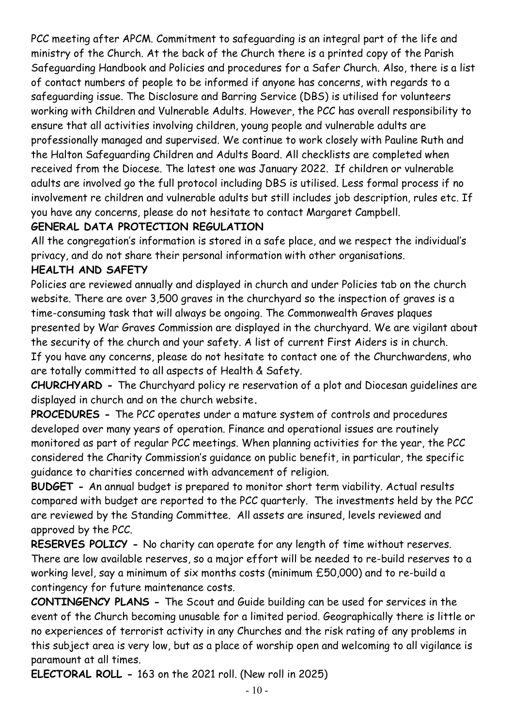PCC meeting after APCM. Commitment to safeguarding is an integral part of the life and ministry of the Church. At the back of the Church there is a printed copy of the Parish Safeguarding Handbook and Policies and procedures for a Safer Church. Also, there is a list of contact numbers of people to be informed if anyone has concerns, with regards to a safeguarding issue. The Disclosure and Barring Service (DBS) is utilised for volunteers working with Children and Vulnerable Adults. However, the PCC has overall responsibility to ensure that all activities involving children, young people and vulnerable adults are professionally managed and supervised. We continue to work closely with Pauline Ruth and the Halton Safeguarding Children and Adults Board. All checklists are completed when received from the Diocese. The latest one was January 2022. If children or vulnerable adults are involved go the full protocol including DBS is utilised. Less formal process if no involvement re children and vulnerable adults but still includes job description, rules etc. If you have any concerns, please do not hesitate to contact Margaret Campbell.

**GENERAL DATA PROTECTION REGULATION**

All the congregation's information is stored in a safe place, and we respect the individual's privacy, and do not share their personal information with other organisations.

**HEALTH AND SAFETY**

Policies are reviewed annually and displayed in church and under Policies tab on the church website. There are over 3,500 graves in the churchyard so the inspection of graves is a time-consuming task that will always be ongoing. The Commonwealth Graves plaques presented by War Graves Commission are displayed in the churchyard. We are vigilant about the security of the church and your safety. A list of current First Aiders is in church. If you have any concerns, please do not hesitate to contact one of the Churchwardens, who are totally committed to all aspects of Health & Safety.

**CHURCHYARD -** The Churchyard policy re reservation of a plot and Diocesan guidelines are displayed in church and on the church website**.**

**PROCEDURES -** The PCC operates under a mature system of controls and procedures developed over many years of operation. Finance and operational issues are routinely monitored as part of regular PCC meetings. When planning activities for the year, the PCC considered the Charity Commission's guidance on public benefit, in particular, the specific guidance to charities concerned with advancement of religion.

**BUDGET -** An annual budget is prepared to monitor short term viability. Actual results compared with budget are reported to the PCC quarterly. The investments held by the PCC are reviewed by the Standing Committee. All assets are insured, levels reviewed and approved by the PCC.

**RESERVES POLICY -** No charity can operate for any length of time without reserves. There are low available reserves, so a major effort will be needed to re-build reserves to a working level, say a minimum of six months costs (minimum £50,000) and to re-build a contingency for future maintenance costs.

**CONTINGENCY PLANS -** The Scout and Guide building can be used for services in the event of the Church becoming unusable for a limited period. Geographically there is little or no experiences of terrorist activity in any Churches and the risk rating of any problems in this subject area is very low, but as a place of worship open and welcoming to all vigilance is paramount at all times.

**ELECTORAL ROLL -** 163 on the 2021 roll. (New roll in 2025)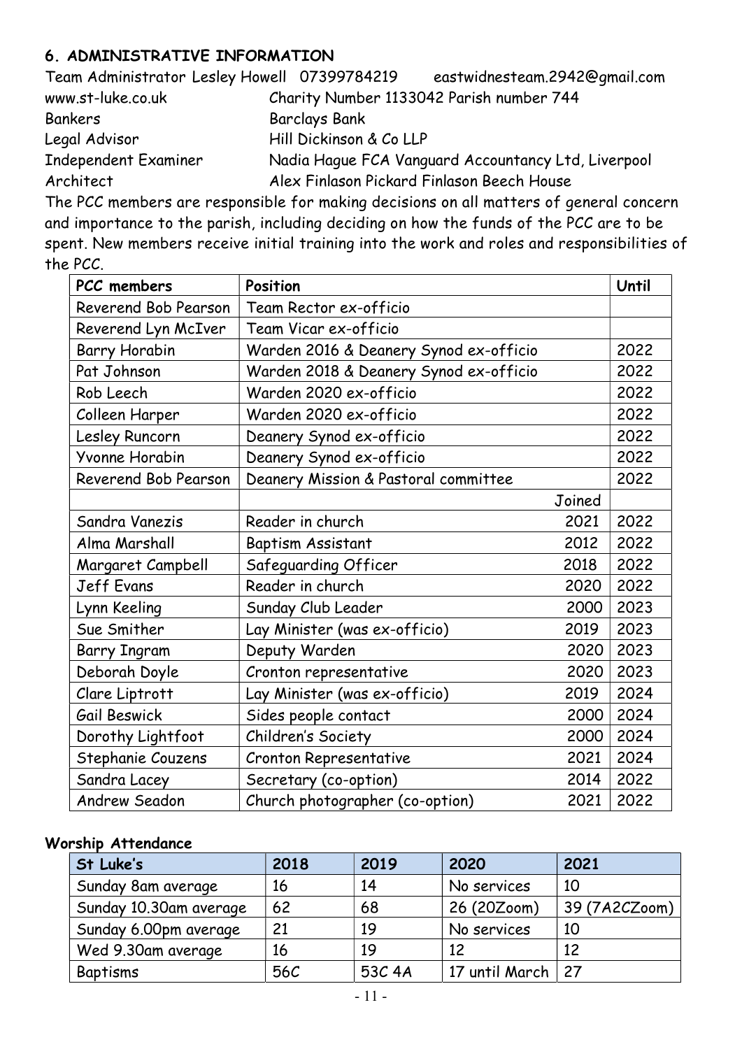### 6. ADMINISTRATIVE INFORMATION

Team Administrator Lesley Howell 07399784219 eastwidnesteam.2942@gmail.com

www.st-luke.co.uk Charity Number 1133042 Parish number 744

Bankers Barclays Bank

Legal Advisor Hill Dickinson & Co LLP

Independent Examiner Nadia Hague FCA Vanguard Accountancy Ltd, Liverpool

Architect Alex Finlason Pickard Finlason Beech House

The PCC members are responsible for making decisions on all matters of general concern and importance to the parish, including deciding on how the funds of the PCC are to be spent. New members receive initial training into the work and roles and responsibilities of the PCC.

| PCC members | Position | | Until |
|---|---|---|---|
| Reverend Bob Pearson | Team Rector ex-officio | | |
| Reverend Lyn McIver | Team Vicar ex-officio | | |
| Barry Horabin | Warden 2016 & Deanery Synod ex-officio | | 2022 |
| Pat Johnson | Warden 2018 & Deanery Synod ex-officio | | 2022 |
| Rob Leech | Warden 2020 ex-officio | | 2022 |
| Colleen Harper | Warden 2020 ex-officio | | 2022 |
| Lesley Runcorn | Deanery Synod ex-officio | | 2022 |
| Yvonne Horabin | Deanery Synod ex-officio | | 2022 |
| Reverend Bob Pearson | Deanery Mission & Pastoral committee | | 2022 |
| | | Joined | |
| Sandra Vanezis | Reader in church | 2021 | 2022 |
| Alma Marshall | Baptism Assistant | 2012 | 2022 |
| Margaret Campbell | Safeguarding Officer | 2018 | 2022 |
| Jeff Evans | Reader in church | 2020 | 2022 |
| Lynn Keeling | Sunday Club Leader | 2000 | 2023 |
| Sue Smither | Lay Minister (was ex-officio) | 2019 | 2023 |
| Barry Ingram | Deputy Warden | 2020 | 2023 |
| Deborah Doyle | Cronton representative | 2020 | 2023 |
| Clare Liptrott | Lay Minister (was ex-officio) | 2019 | 2024 |
| Gail Beswick | Sides people contact | 2000 | 2024 |
| Dorothy Lightfoot | Children's Society | 2000 | 2024 |
| Stephanie Couzens | Cronton Representative | 2021 | 2024 |
| Sandra Lacey | Secretary (co-option) | 2014 | 2022 |
| Andrew Seadon | Church photographer (co-option) | 2021 | 2022 |

**Worship Attendance**

| St Luke's | 2018 | 2019 | 2020 | 2021 |
|---|---|---|---|---|
| Sunday 8am average | 16 | 14 | No services | 10 |
| Sunday 10.30am average | 62 | 68 | 26 (20Zoom) | 39 (7A2CZoom) |
| Sunday 6.00pm average | 21 | 19 | No services | 10 |
| Wed 9.30am average | 16 | 19 | 12 | 12 |
| Baptisms | 56C | 53C 4A | 17 until March | 27 |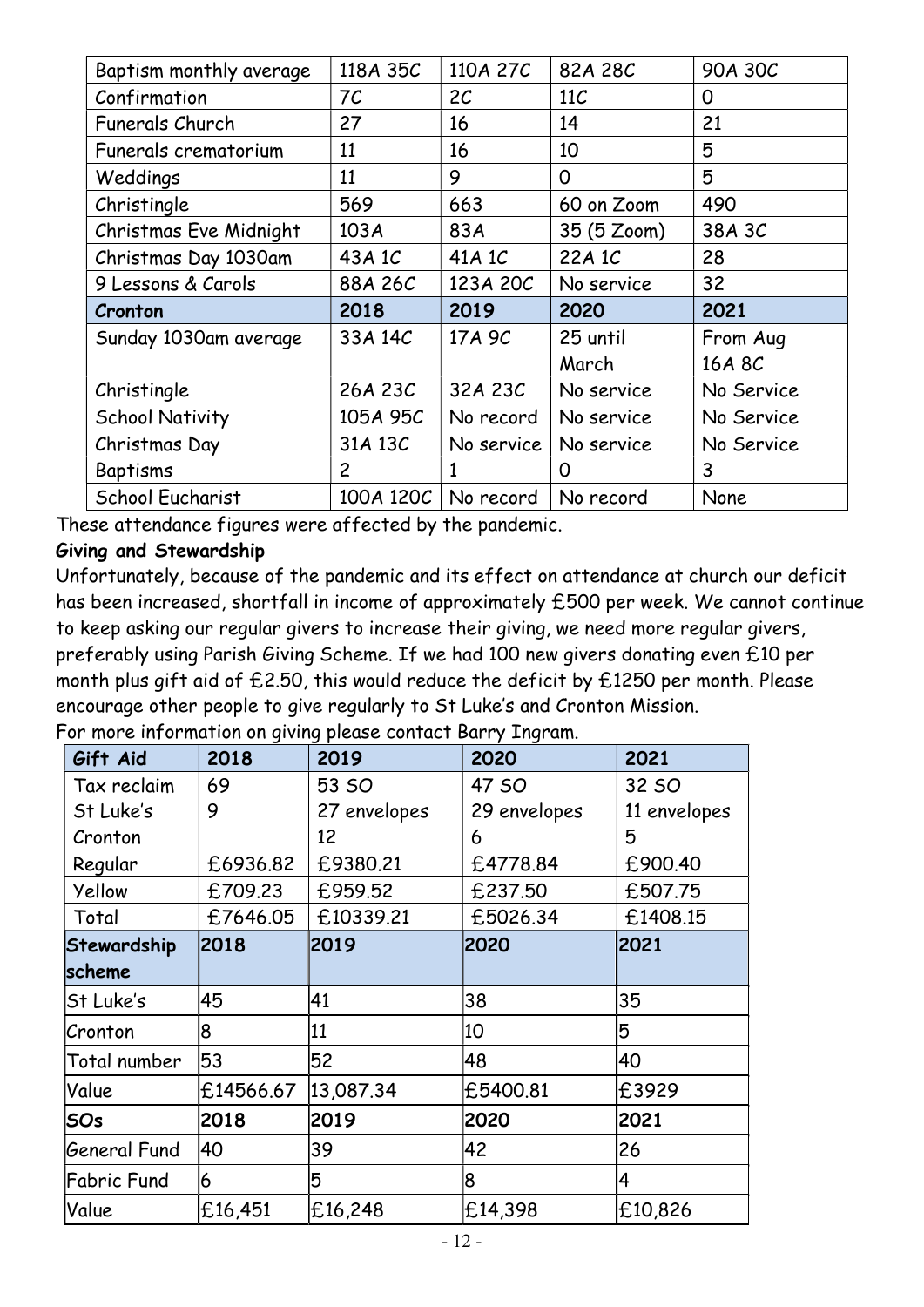| Baptism monthly average | 118A 35C | 110A 27C | 82A 28C | 90A 30C |
|---|---|---|---|---|
| Confirmation | 7C | 2C | 11C | 0 |
| Funerals Church | 27 | 16 | 14 | 21 |
| Funerals crematorium | 11 | 16 | 10 | 5 |
| Weddings | 11 | 9 | 0 | 5 |
| Christingle | 569 | 663 | 60 on Zoom | 490 |
| Christmas Eve Midnight | 103A | 83A | 35 (5 Zoom) | 38A 3C |
| Christmas Day 1030am | 43A 1C | 41A 1C | 22A 1C | 28 |
| 9 Lessons & Carols | 88A 26C | 123A 20C | No service | 32 |
| **Cronton** | **2018** | **2019** | **2020** | **2021** |
| Sunday 1030am average | 33A 14C | 17A 9C | 25 until March | From Aug 16A 8C |
| Christingle | 26A 23C | 32A 23C | No service | No Service |
| School Nativity | 105A 95C | No record | No service | No Service |
| Christmas Day | 31A 13C | No service | No service | No Service |
| Baptisms | 2 | 1 | 0 | 3 |
| School Eucharist | 100A 120C | No record | No record | None |

These attendance figures were affected by the pandemic.

**Giving and Stewardship**

Unfortunately, because of the pandemic and its effect on attendance at church our deficit has been increased, shortfall in income of approximately £500 per week. We cannot continue to keep asking our regular givers to increase their giving, we need more regular givers, preferably using Parish Giving Scheme. If we had 100 new givers donating even £10 per month plus gift aid of £2.50, this would reduce the deficit by £1250 per month. Please encourage other people to give regularly to St Luke's and Cronton Mission.

For more information on giving please contact Barry Ingram.

| Gift Aid | 2018 | 2019 | 2020 | 2021 |
|---|---|---|---|---|
| Tax reclaim St Luke's Cronton | 69 9 | 53 SO 27 envelopes 12 | 47 SO 29 envelopes 6 | 32 SO 11 envelopes 5 |
| Regular | £6936.82 | £9380.21 | £4778.84 | £900.40 |
| Yellow | £709.23 | £959.52 | £237.50 | £507.75 |
| Total | £7646.05 | £10339.21 | £5026.34 | £1408.15 |
| **Stewardship scheme** | **2018** | **2019** | **2020** | **2021** |
| St Luke's | 45 | 41 | 38 | 35 |
| Cronton | 8 | 11 | 10 | 5 |
| Total number | 53 | 52 | 48 | 40 |
| Value | £14566.67 | 13,087.34 | £5400.81 | £3929 |
| **SOs** | **2018** | **2019** | **2020** | **2021** |
| General Fund | 40 | 39 | 42 | 26 |
| Fabric Fund | 6 | 5 | 8 | 4 |
| Value | £16,451 | £16,248 | £14,398 | £10,826 |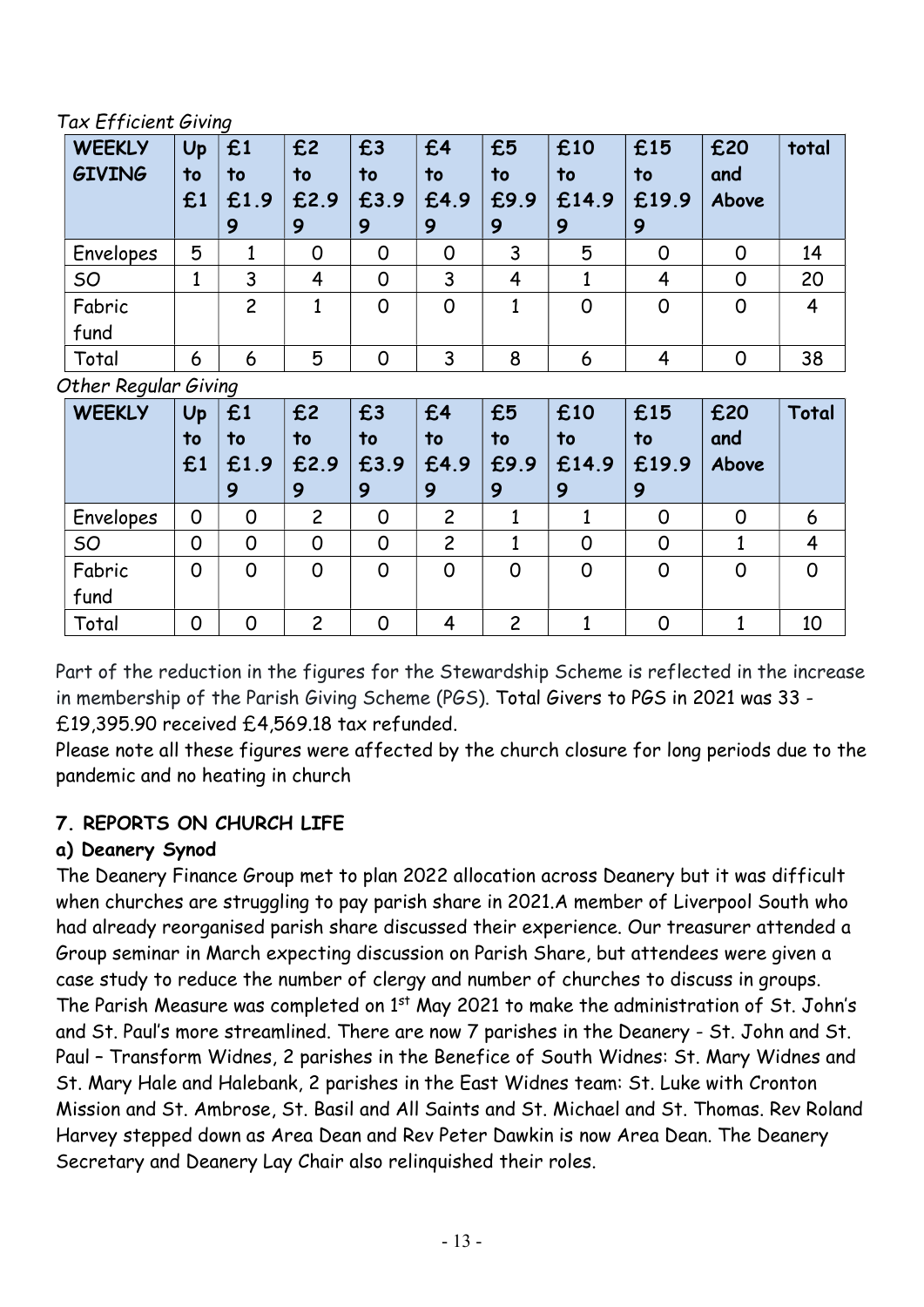*Tax Efficient Giving*

| WEEKLY GIVING | Up to £1 | £1 to £1.99 | £2 to £2.99 | £3 to £3.99 | £4 to £4.99 | £5 to £9.99 | £10 to £14.99 | £15 to £19.99 | £20 and Above | total |
|---|---|---|---|---|---|---|---|---|---|---|
| Envelopes | 5 | 1 | 0 | 0 | 0 | 3 | 5 | 0 | 0 | 14 |
| SO | 1 | 3 | 4 | 0 | 3 | 4 | 1 | 4 | 0 | 20 |
| Fabric fund | | 2 | 1 | 0 | 0 | 1 | 0 | 0 | 0 | 4 |
| Total | 6 | 6 | 5 | 0 | 3 | 8 | 6 | 4 | 0 | 38 |

*Other Regular Giving*

| WEEKLY | Up to £1 | £1 to £1.99 | £2 to £2.99 | £3 to £3.99 | £4 to £4.99 | £5 to £9.99 | £10 to £14.99 | £15 to £19.99 | £20 and Above | Total |
|---|---|---|---|---|---|---|---|---|---|---|
| Envelopes | 0 | 0 | 2 | 0 | 2 | 1 | 1 | 0 | 0 | 6 |
| SO | 0 | 0 | 0 | 0 | 2 | 1 | 0 | 0 | 1 | 4 |
| Fabric fund | 0 | 0 | 0 | 0 | 0 | 0 | 0 | 0 | 0 | 0 |
| Total | 0 | 0 | 2 | 0 | 4 | 2 | 1 | 0 | 1 | 10 |

Part of the reduction in the figures for the Stewardship Scheme is reflected in the increase in membership of the Parish Giving Scheme (PGS). Total Givers to PGS in 2021 was 33 - £19,395.90 received £4,569.18 tax refunded.
Please note all these figures were affected by the church closure for long periods due to the pandemic and no heating in church

## 7. REPORTS ON CHURCH LIFE

### a) Deanery Synod

The Deanery Finance Group met to plan 2022 allocation across Deanery but it was difficult when churches are struggling to pay parish share in 2021.A member of Liverpool South who had already reorganised parish share discussed their experience. Our treasurer attended a Group seminar in March expecting discussion on Parish Share, but attendees were given a case study to reduce the number of clergy and number of churches to discuss in groups. The Parish Measure was completed on 1st May 2021 to make the administration of St. John's and St. Paul's more streamlined. There are now 7 parishes in the Deanery - St. John and St. Paul – Transform Widnes, 2 parishes in the Benefice of South Widnes: St. Mary Widnes and St. Mary Hale and Halebank, 2 parishes in the East Widnes team: St. Luke with Cronton Mission and St. Ambrose, St. Basil and All Saints and St. Michael and St. Thomas. Rev Roland Harvey stepped down as Area Dean and Rev Peter Dawkin is now Area Dean. The Deanery Secretary and Deanery Lay Chair also relinquished their roles.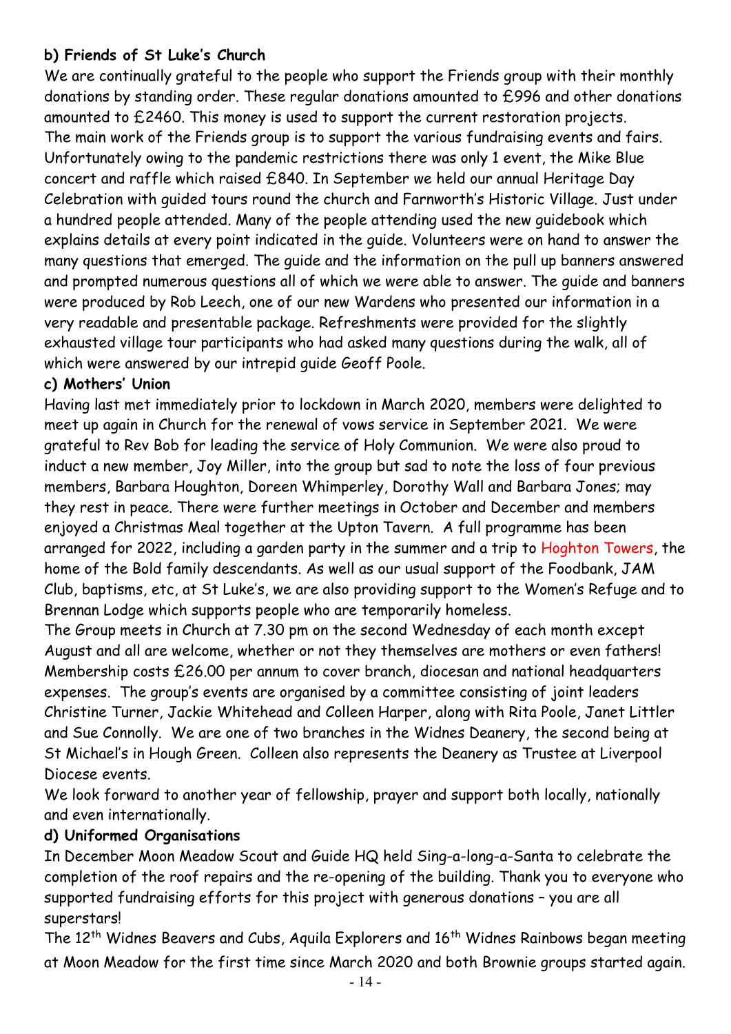**b) Friends of St Luke's Church**

We are continually grateful to the people who support the Friends group with their monthly donations by standing order. These regular donations amounted to £996 and other donations amounted to £2460. This money is used to support the current restoration projects.
The main work of the Friends group is to support the various fundraising events and fairs. Unfortunately owing to the pandemic restrictions there was only 1 event, the Mike Blue concert and raffle which raised £840. In September we held our annual Heritage Day Celebration with guided tours round the church and Farnworth's Historic Village. Just under a hundred people attended. Many of the people attending used the new guidebook which explains details at every point indicated in the guide. Volunteers were on hand to answer the many questions that emerged. The guide and the information on the pull up banners answered and prompted numerous questions all of which we were able to answer. The guide and banners were produced by Rob Leech, one of our new Wardens who presented our information in a very readable and presentable package. Refreshments were provided for the slightly exhausted village tour participants who had asked many questions during the walk, all of which were answered by our intrepid guide Geoff Poole.

**c) Mothers' Union**

Having last met immediately prior to lockdown in March 2020, members were delighted to meet up again in Church for the renewal of vows service in September 2021. We were grateful to Rev Bob for leading the service of Holy Communion. We were also proud to induct a new member, Joy Miller, into the group but sad to note the loss of four previous members, Barbara Houghton, Doreen Whimperley, Dorothy Wall and Barbara Jones; may they rest in peace. There were further meetings in October and December and members enjoyed a Christmas Meal together at the Upton Tavern. A full programme has been arranged for 2022, including a garden party in the summer and a trip to Hoghton Towers, the home of the Bold family descendants. As well as our usual support of the Foodbank, JAM Club, baptisms, etc, at St Luke's, we are also providing support to the Women's Refuge and to Brennan Lodge which supports people who are temporarily homeless.
The Group meets in Church at 7.30 pm on the second Wednesday of each month except August and all are welcome, whether or not they themselves are mothers or even fathers! Membership costs £26.00 per annum to cover branch, diocesan and national headquarters expenses. The group's events are organised by a committee consisting of joint leaders Christine Turner, Jackie Whitehead and Colleen Harper, along with Rita Poole, Janet Littler and Sue Connolly. We are one of two branches in the Widnes Deanery, the second being at St Michael's in Hough Green. Colleen also represents the Deanery as Trustee at Liverpool Diocese events.
We look forward to another year of fellowship, prayer and support both locally, nationally and even internationally.

**d) Uniformed Organisations**

In December Moon Meadow Scout and Guide HQ held Sing-a-long-a-Santa to celebrate the completion of the roof repairs and the re-opening of the building. Thank you to everyone who supported fundraising efforts for this project with generous donations – you are all superstars!
The 12th Widnes Beavers and Cubs, Aquila Explorers and 16th Widnes Rainbows began meeting at Moon Meadow for the first time since March 2020 and both Brownie groups started again.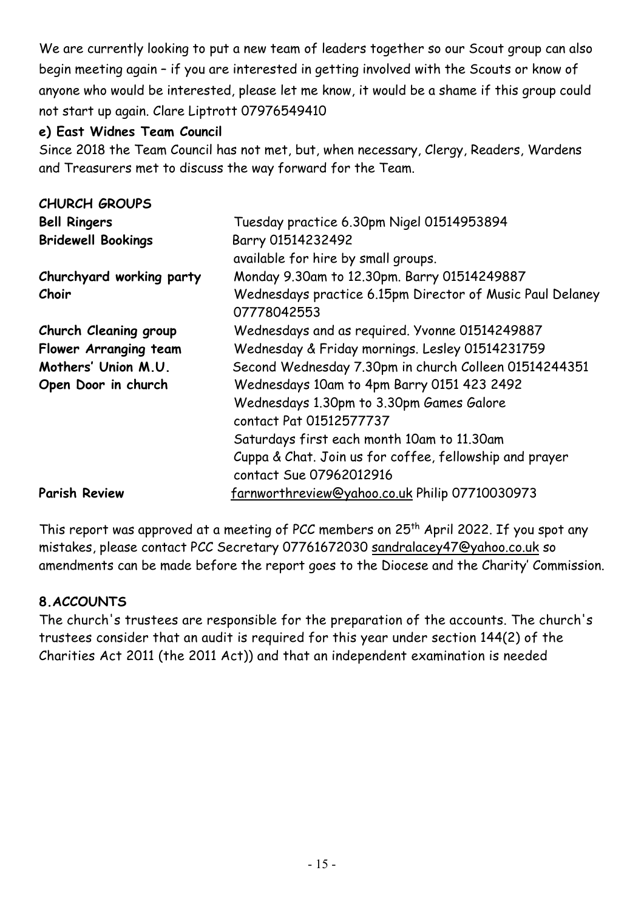We are currently looking to put a new team of leaders together so our Scout group can also begin meeting again – if you are interested in getting involved with the Scouts or know of anyone who would be interested, please let me know, it would be a shame if this group could not start up again. Clare Liptrott 07976549410

**e) East Widnes Team Council**

Since 2018 the Team Council has not met, but, when necessary, Clergy, Readers, Wardens and Treasurers met to discuss the way forward for the Team.

**CHURCH GROUPS**

| | |
|---|---|
| **Bell Ringers** | Tuesday practice 6.30pm Nigel 01514953894 |
| **Bridewell Bookings** | Barry 01514232492<br>available for hire by small groups. |
| **Churchyard working party** | Monday 9.30am to 12.30pm. Barry 01514249887 |
| **Choir** | Wednesdays practice 6.15pm Director of Music Paul Delaney 07778042553 |
| **Church Cleaning group** | Wednesdays and as required. Yvonne 01514249887 |
| **Flower Arranging team** | Wednesday & Friday mornings. Lesley 01514231759 |
| **Mothers' Union M.U.** | Second Wednesday 7.30pm in church Colleen 01514244351 |
| **Open Door in church** | Wednesdays 10am to 4pm Barry 0151 423 2492<br>Wednesdays 1.30pm to 3.30pm Games Galore<br>contact Pat 01512577737<br>Saturdays first each month 10am to 11.30am<br>Cuppa & Chat. Join us for coffee, fellowship and prayer<br>contact Sue 07962012916 |
| **Parish Review** | farnworthreview@yahoo.co.uk Philip 07710030973 |

This report was approved at a meeting of PCC members on 25th April 2022. If you spot any mistakes, please contact PCC Secretary 07761672030 sandralacey47@yahoo.co.uk so amendments can be made before the report goes to the Diocese and the Charity' Commission.

## 8.ACCOUNTS

The church's trustees are responsible for the preparation of the accounts. The church's trustees consider that an audit is required for this year under section 144(2) of the Charities Act 2011 (the 2011 Act)) and that an independent examination is needed